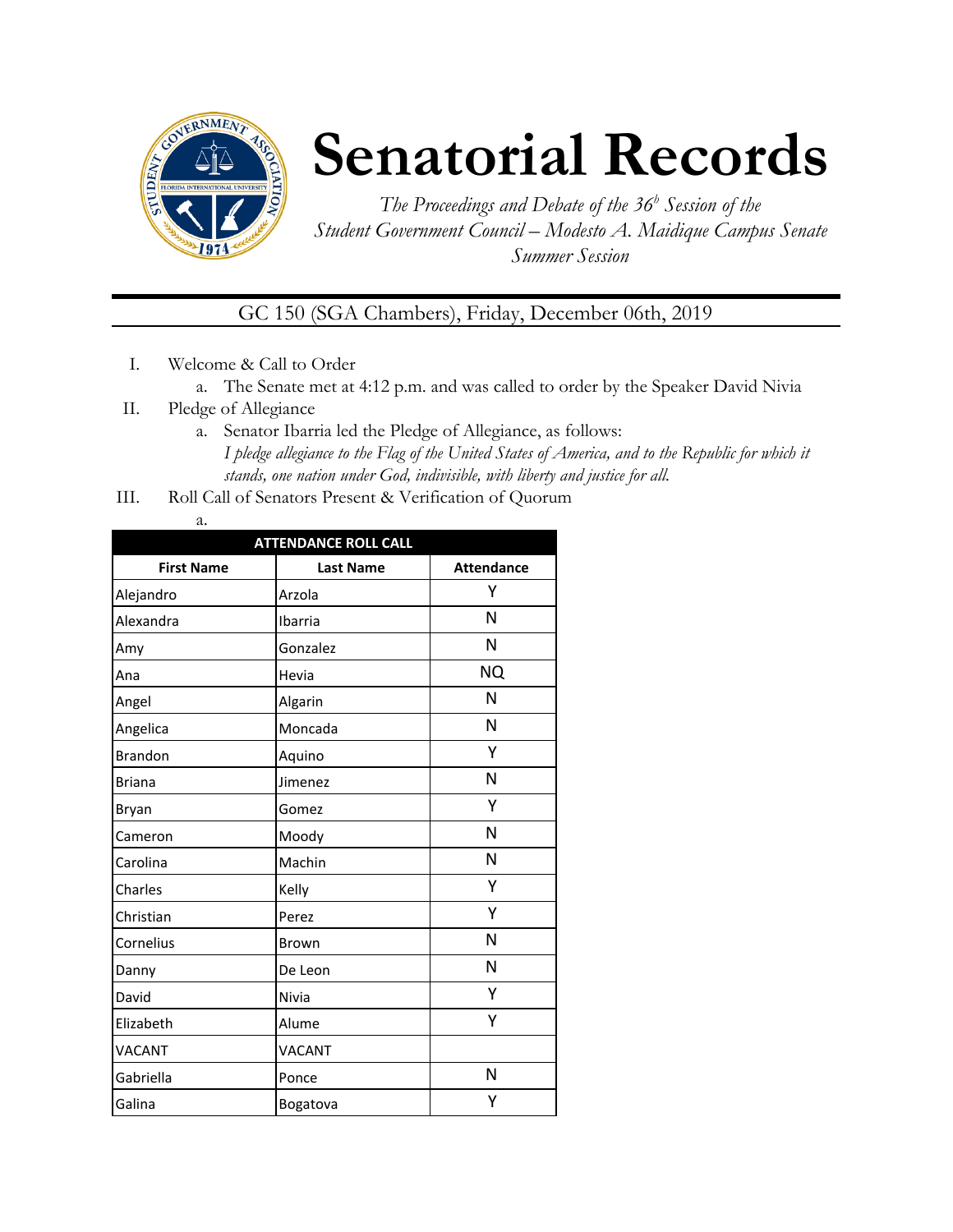# Senatorial Records

*The Proceedings and Debate of the 36[h] Session of the Student Government Council – Modesto A. Maidique Campus Senate Summer Session*

GC 150 (SGA Chambers), Friday, December 06th, 2019

I. Welcome & Call to Order
   a. The Senate met at 4:12 p.m. and was called to order by the Speaker David Nivia

II. Pledge of Allegiance
   a. Senator Ibarria led the Pledge of Allegiance, as follows:
   *I pledge allegiance to the Flag of the United States of America, and to the Republic for which it stands, one nation under God, indivisible, with liberty and justice for all.*

III. Roll Call of Senators Present & Verification of Quorum
   a.

| ATTENDANCE ROLL CALL | | |
|---|---|---|
| **First Name** | **Last Name** | **Attendance** |
| Alejandro | Arzola | Y |
| Alexandra | Ibarria | N |
| Amy | Gonzalez | N |
| Ana | Hevia | NQ |
| Angel | Algarin | N |
| Angelica | Moncada | N |
| Brandon | Aquino | Y |
| Briana | Jimenez | N |
| Bryan | Gomez | Y |
| Cameron | Moody | N |
| Carolina | Machin | N |
| Charles | Kelly | Y |
| Christian | Perez | Y |
| Cornelius | Brown | N |
| Danny | De Leon | N |
| David | Nivia | Y |
| Elizabeth | Alume | Y |
| VACANT | VACANT | |
| Gabriella | Ponce | N |
| Galina | Bogatova | Y |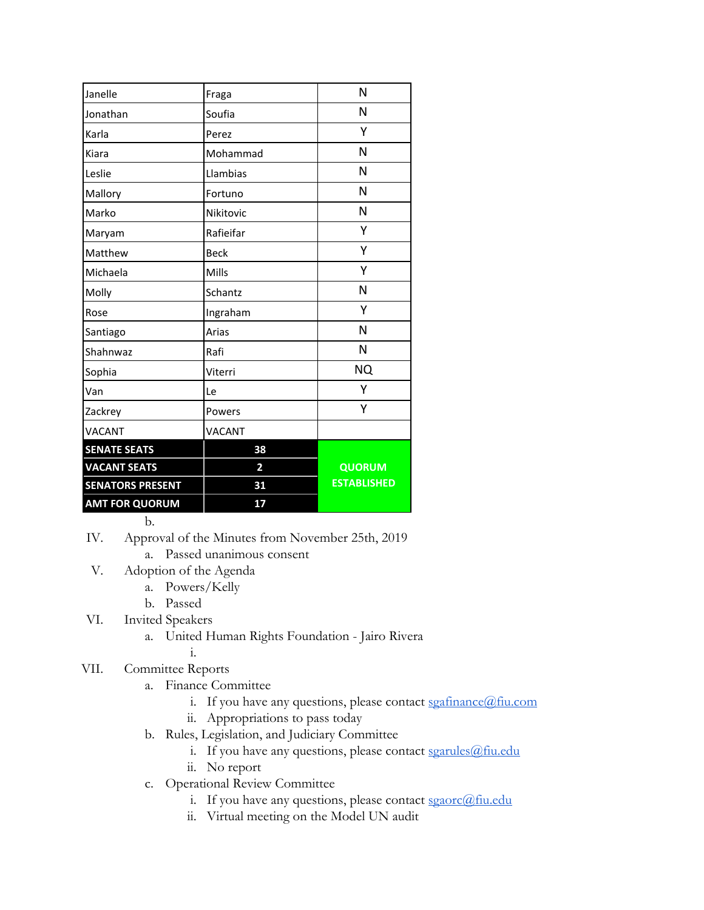| Janelle | Fraga | N |
|---|---|---|
| Jonathan | Soufia | N |
| Karla | Perez | Y |
| Kiara | Mohammad | N |
| Leslie | Llambias | N |
| Mallory | Fortuno | N |
| Marko | Nikitovic | N |
| Maryam | Rafieifar | Y |
| Matthew | Beck | Y |
| Michaela | Mills | Y |
| Molly | Schantz | N |
| Rose | Ingraham | Y |
| Santiago | Arias | N |
| Shahnwaz | Rafi | N |
| Sophia | Viterri | NQ |
| Van | Le | Y |
| Zackrey | Powers | Y |
| VACANT | VACANT | |
| **SENATE SEATS** | **38** | **QUORUM ESTABLISHED** |
| **VACANT SEATS** | **2** | |
| **SENATORS PRESENT** | **31** | |
| **AMT FOR QUORUM** | **17** | |

b.

IV. Approval of the Minutes from November 25th, 2019
   a. Passed unanimous consent

V. Adoption of the Agenda
   a. Powers/Kelly
   b. Passed

VI. Invited Speakers
   a. United Human Rights Foundation - Jairo Rivera
      i.

VII. Committee Reports
   a. Finance Committee
      i. If you have any questions, please contact sgafinance@fiu.com
      ii. Appropriations to pass today
   b. Rules, Legislation, and Judiciary Committee
      i. If you have any questions, please contact sgarules@fiu.edu
      ii. No report
   c. Operational Review Committee
      i. If you have any questions, please contact sgaorc@fiu.edu
      ii. Virtual meeting on the Model UN audit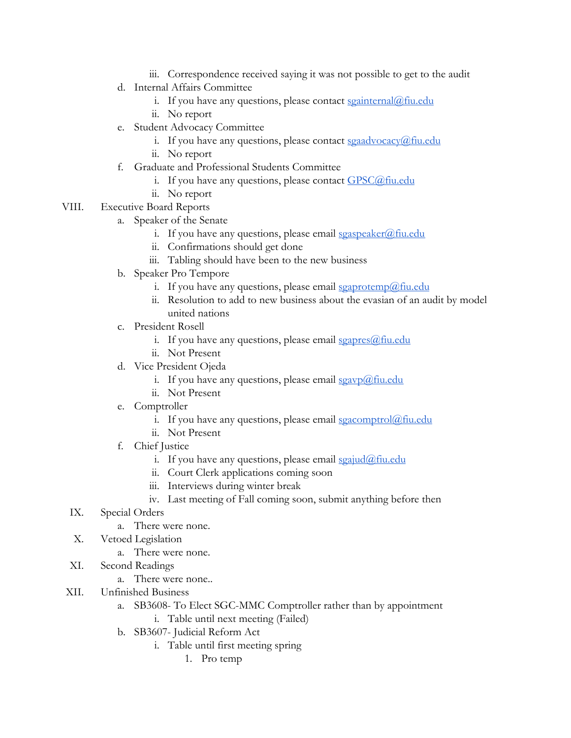iii. Correspondence received saying it was not possible to get to the audit
    d. Internal Affairs Committee
        i. If you have any questions, please contact sgainternal@fiu.edu
        ii. No report
    e. Student Advocacy Committee
        i. If you have any questions, please contact sgaadvocacy@fiu.edu
        ii. No report
    f. Graduate and Professional Students Committee
        i. If you have any questions, please contact GPSC@fiu.edu
        ii. No report

VIII. Executive Board Reports
    a. Speaker of the Senate
        i. If you have any questions, please email sgaspeaker@fiu.edu
        ii. Confirmations should get done
        iii. Tabling should have been to the new business
    b. Speaker Pro Tempore
        i. If you have any questions, please email sgaprotemp@fiu.edu
        ii. Resolution to add to new business about the evasian of an audit by model united nations
    c. President Rosell
        i. If you have any questions, please email sgapres@fiu.edu
        ii. Not Present
    d. Vice President Ojeda
        i. If you have any questions, please email sgavp@fiu.edu
        ii. Not Present
    e. Comptroller
        i. If you have any questions, please email sgacomptrol@fiu.edu
        ii. Not Present
    f. Chief Justice
        i. If you have any questions, please email sgajud@fiu.edu
        ii. Court Clerk applications coming soon
        iii. Interviews during winter break
        iv. Last meeting of Fall coming soon, submit anything before then

IX. Special Orders
    a. There were none.

X. Vetoed Legislation
    a. There were none.

XI. Second Readings
    a. There were none..

XII. Unfinished Business
    a. SB3608- To Elect SGC-MMC Comptroller rather than by appointment
        i. Table until next meeting (Failed)
    b. SB3607- Judicial Reform Act
        i. Table until first meeting spring
            1. Pro temp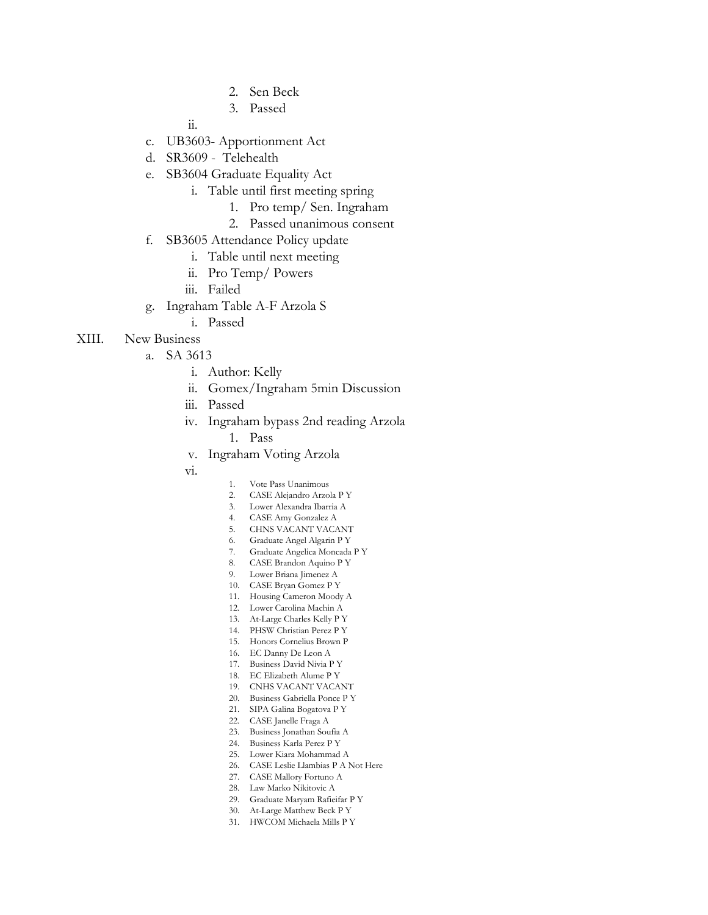2. Sen Beck
        3. Passed
    ii.
- c. UB3603- Apportionment Act
- d. SR3609 - Telehealth
- e. SB3604 Graduate Equality Act
    - i. Table until first meeting spring
        1. Pro temp/ Sen. Ingraham
        2. Passed unanimous consent
- f. SB3605 Attendance Policy update
    - i. Table until next meeting
    - ii. Pro Temp/ Powers
    - iii. Failed
- g. Ingraham Table A-F Arzola S
    - i. Passed

XIII. New Business

- a. SA 3613
    - i. Author: Kelly
    - ii. Gomex/Ingraham 5min Discussion
    - iii. Passed
    - iv. Ingraham bypass 2nd reading Arzola
        1. Pass
    - v. Ingraham Voting Arzola
    - vi.
        1. Vote Pass Unanimous
        2. CASE Alejandro Arzola P Y
        3. Lower Alexandra Ibarria A
        4. CASE Amy Gonzalez A
        5. CHNS VACANT VACANT
        6. Graduate Angel Algarin P Y
        7. Graduate Angelica Moncada P Y
        8. CASE Brandon Aquino P Y
        9. Lower Briana Jimenez A
        10. CASE Bryan Gomez P Y
        11. Housing Cameron Moody A
        12. Lower Carolina Machin A
        13. At-Large Charles Kelly P Y
        14. PHSW Christian Perez P Y
        15. Honors Cornelius Brown P
        16. EC Danny De Leon A
        17. Business David Nivia P Y
        18. EC Elizabeth Alume P Y
        19. CNHS VACANT VACANT
        20. Business Gabriella Ponce P Y
        21. SIPA Galina Bogatova P Y
        22. CASE Janelle Fraga A
        23. Business Jonathan Soufia A
        24. Business Karla Perez P Y
        25. Lower Kiara Mohammad A
        26. CASE Leslie Llambias P A Not Here
        27. CASE Mallory Fortuno A
        28. Law Marko Nikitovic A
        29. Graduate Maryam Rafieifar P Y
        30. At-Large Matthew Beck P Y
        31. HWCOM Michaela Mills P Y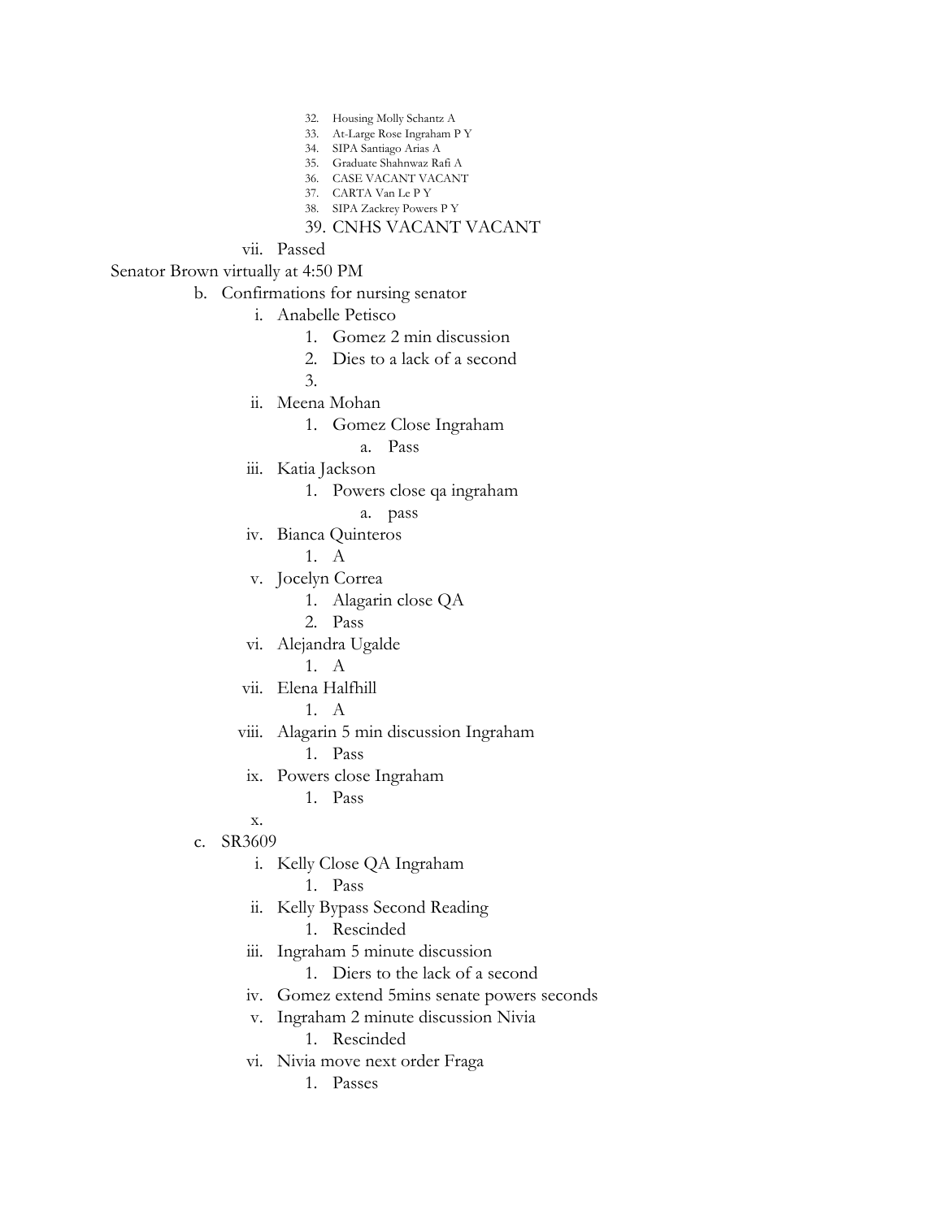32. Housing Molly Schantz A
33. At-Large Rose Ingraham P Y
34. SIPA Santiago Arias A
35. Graduate Shahnwaz Rafi A
36. CASE VACANT VACANT
37. CARTA Van Le P Y
38. SIPA Zackrey Powers P Y
39. CNHS VACANT VACANT

vii. Passed

Senator Brown virtually at 4:50 PM

b. Confirmations for nursing senator
   i. Anabelle Petisco
      1. Gomez 2 min discussion
      2. Dies to a lack of a second
      3.
   ii. Meena Mohan
      1. Gomez Close Ingraham
         a. Pass
   iii. Katia Jackson
      1. Powers close qa ingraham
         a. pass
   iv. Bianca Quinteros
      1. A
   v. Jocelyn Correa
      1. Alagarin close QA
      2. Pass
   vi. Alejandra Ugalde
      1. A
   vii. Elena Halfhill
      1. A
   viii. Alagarin 5 min discussion Ingraham
      1. Pass
   ix. Powers close Ingraham
      1. Pass
   x.

c. SR3609
   i. Kelly Close QA Ingraham
      1. Pass
   ii. Kelly Bypass Second Reading
      1. Rescinded
   iii. Ingraham 5 minute discussion
      1. Diers to the lack of a second
   iv. Gomez extend 5mins senate powers seconds
   v. Ingraham 2 minute discussion Nivia
      1. Rescinded
   vi. Nivia move next order Fraga
      1. Passes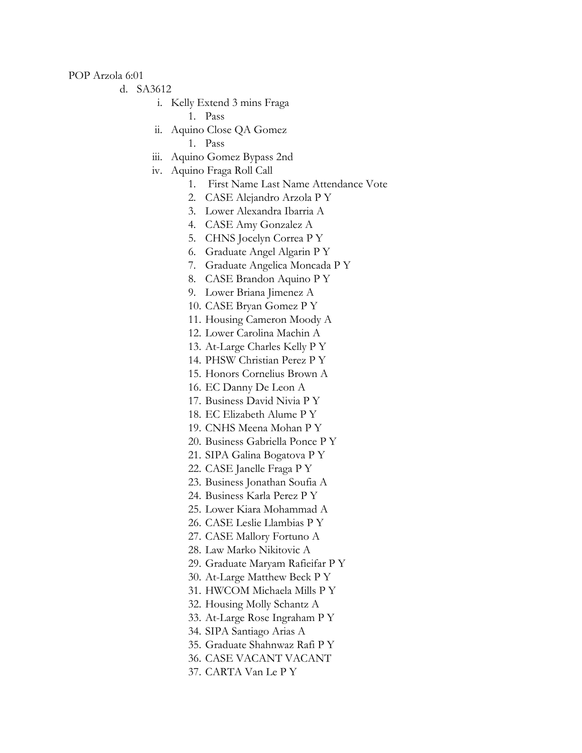POP Arzola 6:01

d. SA3612
    i. Kelly Extend 3 mins Fraga
        1. Pass
    ii. Aquino Close QA Gomez
        1. Pass
    iii. Aquino Gomez Bypass 2nd
    iv. Aquino Fraga Roll Call
        1. First Name Last Name Attendance Vote
        2. CASE Alejandro Arzola P Y
        3. Lower Alexandra Ibarria A
        4. CASE Amy Gonzalez A
        5. CHNS Jocelyn Correa P Y
        6. Graduate Angel Algarin P Y
        7. Graduate Angelica Moncada P Y
        8. CASE Brandon Aquino P Y
        9. Lower Briana Jimenez A
        10. CASE Bryan Gomez P Y
        11. Housing Cameron Moody A
        12. Lower Carolina Machin A
        13. At-Large Charles Kelly P Y
        14. PHSW Christian Perez P Y
        15. Honors Cornelius Brown A
        16. EC Danny De Leon A
        17. Business David Nivia P Y
        18. EC Elizabeth Alume P Y
        19. CNHS Meena Mohan P Y
        20. Business Gabriella Ponce P Y
        21. SIPA Galina Bogatova P Y
        22. CASE Janelle Fraga P Y
        23. Business Jonathan Soufia A
        24. Business Karla Perez P Y
        25. Lower Kiara Mohammad A
        26. CASE Leslie Llambias P Y
        27. CASE Mallory Fortuno A
        28. Law Marko Nikitovic A
        29. Graduate Maryam Rafieifar P Y
        30. At-Large Matthew Beck P Y
        31. HWCOM Michaela Mills P Y
        32. Housing Molly Schantz A
        33. At-Large Rose Ingraham P Y
        34. SIPA Santiago Arias A
        35. Graduate Shahnwaz Rafi P Y
        36. CASE VACANT VACANT
        37. CARTA Van Le P Y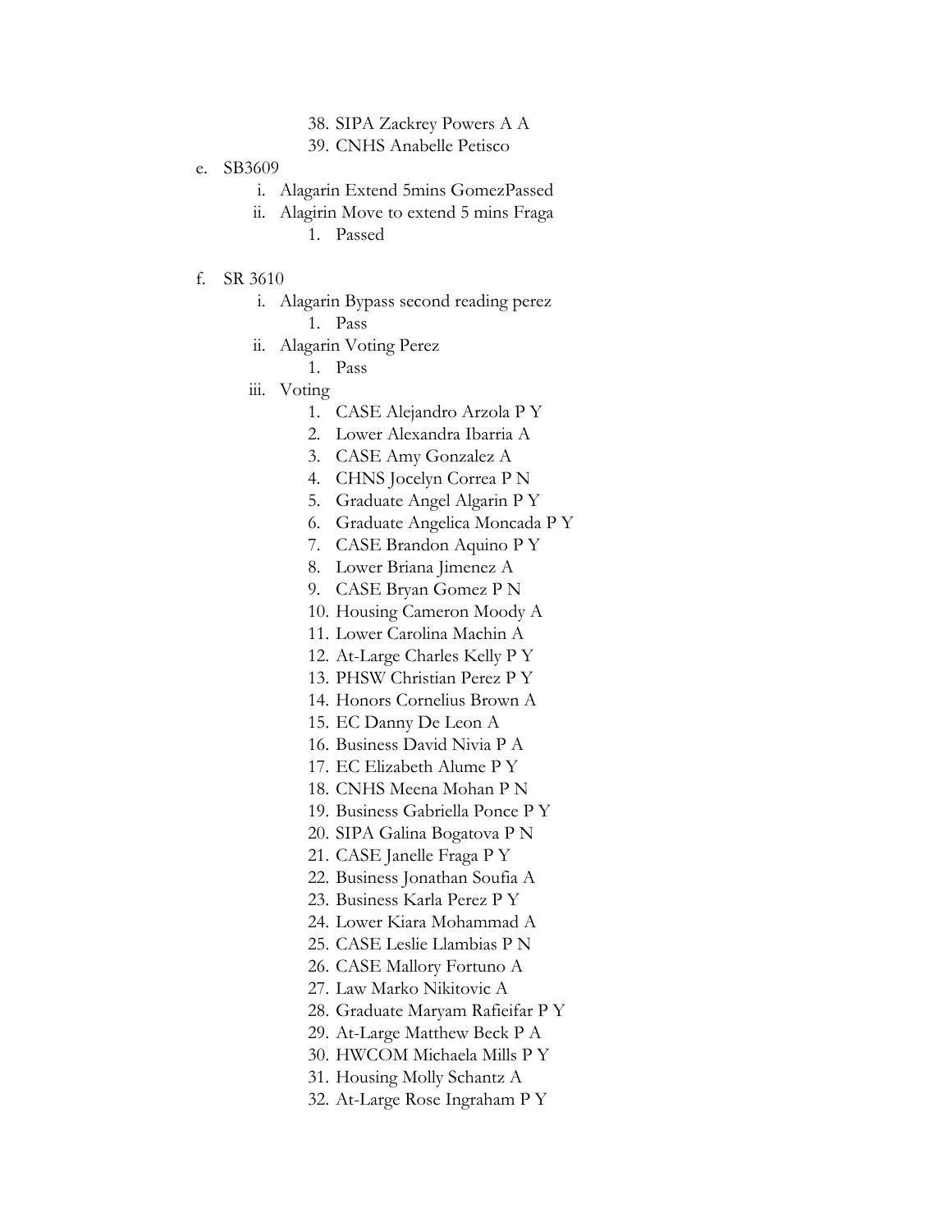38. SIPA Zackrey Powers A A
39. CNHS Anabelle Petisco

e. SB3609
   i. Alagarin Extend 5mins GomezPassed
   ii. Alagirin Move to extend 5 mins Fraga
      1. Passed

f. SR 3610
   i. Alagarin Bypass second reading perez
      1. Pass
   ii. Alagarin Voting Perez
      1. Pass
   iii. Voting
      1. CASE Alejandro Arzola P Y
      2. Lower Alexandra Ibarria A
      3. CASE Amy Gonzalez A
      4. CHNS Jocelyn Correa P N
      5. Graduate Angel Algarin P Y
      6. Graduate Angelica Moncada P Y
      7. CASE Brandon Aquino P Y
      8. Lower Briana Jimenez A
      9. CASE Bryan Gomez P N
      10. Housing Cameron Moody A
      11. Lower Carolina Machin A
      12. At-Large Charles Kelly P Y
      13. PHSW Christian Perez P Y
      14. Honors Cornelius Brown A
      15. EC Danny De Leon A
      16. Business David Nivia P A
      17. EC Elizabeth Alume P Y
      18. CNHS Meena Mohan P N
      19. Business Gabriella Ponce P Y
      20. SIPA Galina Bogatova P N
      21. CASE Janelle Fraga P Y
      22. Business Jonathan Soufia A
      23. Business Karla Perez P Y
      24. Lower Kiara Mohammad A
      25. CASE Leslie Llambias P N
      26. CASE Mallory Fortuno A
      27. Law Marko Nikitovic A
      28. Graduate Maryam Rafieifar P Y
      29. At-Large Matthew Beck P A
      30. HWCOM Michaela Mills P Y
      31. Housing Molly Schantz A
      32. At-Large Rose Ingraham P Y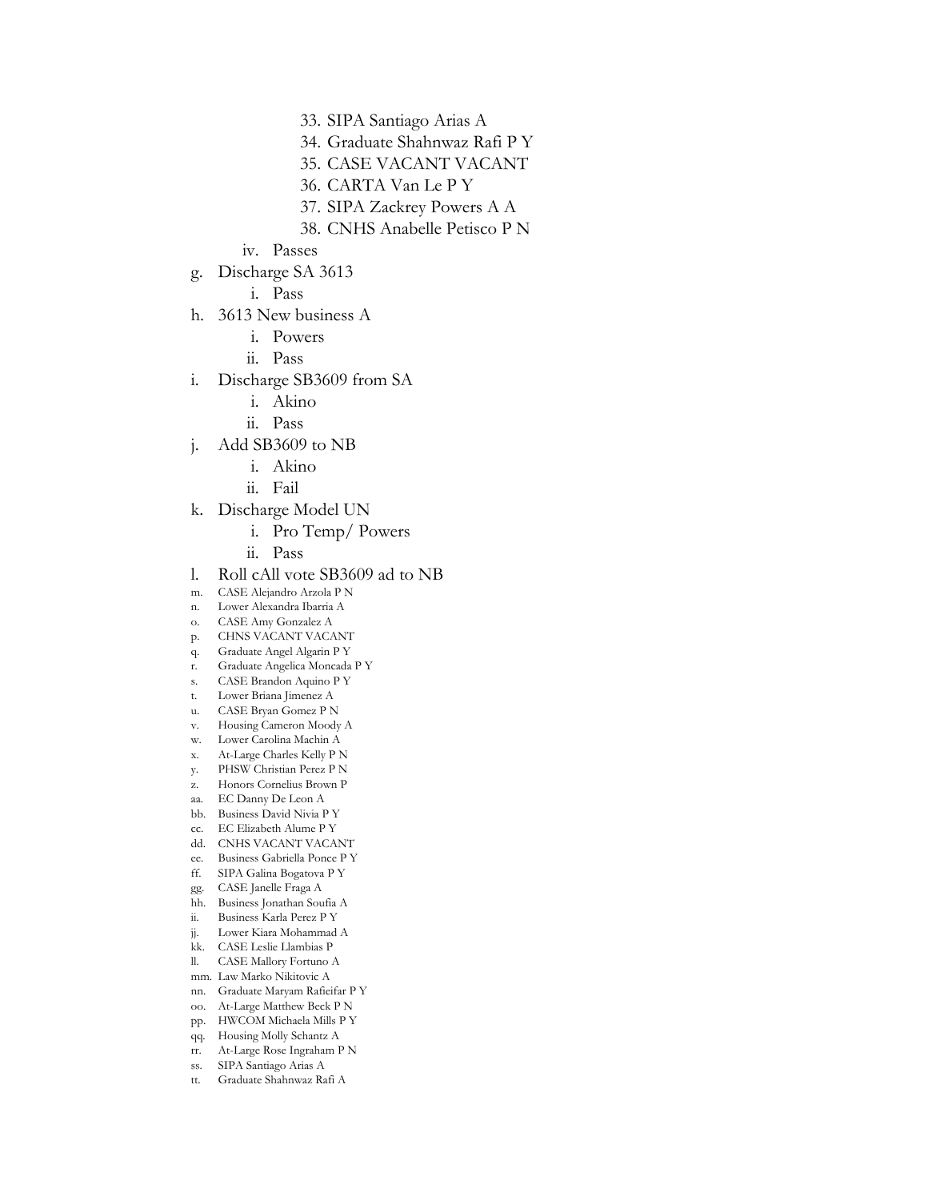33. SIPA Santiago Arias A
34. Graduate Shahnwaz Rafi P Y
35. CASE VACANT VACANT
36. CARTA Van Le P Y
37. SIPA Zackrey Powers A A
38. CNHS Anabelle Petisco P N

iv. Passes

g. Discharge SA 3613
   i. Pass
h. 3613 New business A
   i. Powers
   ii. Pass
i. Discharge SB3609 from SA
   i. Akino
   ii. Pass
j. Add SB3609 to NB
   i. Akino
   ii. Fail
k. Discharge Model UN
   i. Pro Temp/ Powers
   ii. Pass
l. Roll cAll vote SB3609 ad to NB
m. CASE Alejandro Arzola P N
n. Lower Alexandra Ibarria A
o. CASE Amy Gonzalez A
p. CHNS VACANT VACANT
q. Graduate Angel Algarin P Y
r. Graduate Angelica Moncada P Y
s. CASE Brandon Aquino P Y
t. Lower Briana Jimenez A
u. CASE Bryan Gomez P N
v. Housing Cameron Moody A
w. Lower Carolina Machin A
x. At-Large Charles Kelly P N
y. PHSW Christian Perez P N
z. Honors Cornelius Brown P
aa. EC Danny De Leon A
bb. Business David Nivia P Y
cc. EC Elizabeth Alume P Y
dd. CNHS VACANT VACANT
ee. Business Gabriella Ponce P Y
ff. SIPA Galina Bogatova P Y
gg. CASE Janelle Fraga A
hh. Business Jonathan Soufia A
ii. Business Karla Perez P Y
jj. Lower Kiara Mohammad A
kk. CASE Leslie Llambias P
ll. CASE Mallory Fortuno A
mm. Law Marko Nikitovic A
nn. Graduate Maryam Rafieifar P Y
oo. At-Large Matthew Beck P N
pp. HWCOM Michaela Mills P Y
qq. Housing Molly Schantz A
rr. At-Large Rose Ingraham P N
ss. SIPA Santiago Arias A
tt. Graduate Shahnwaz Rafi A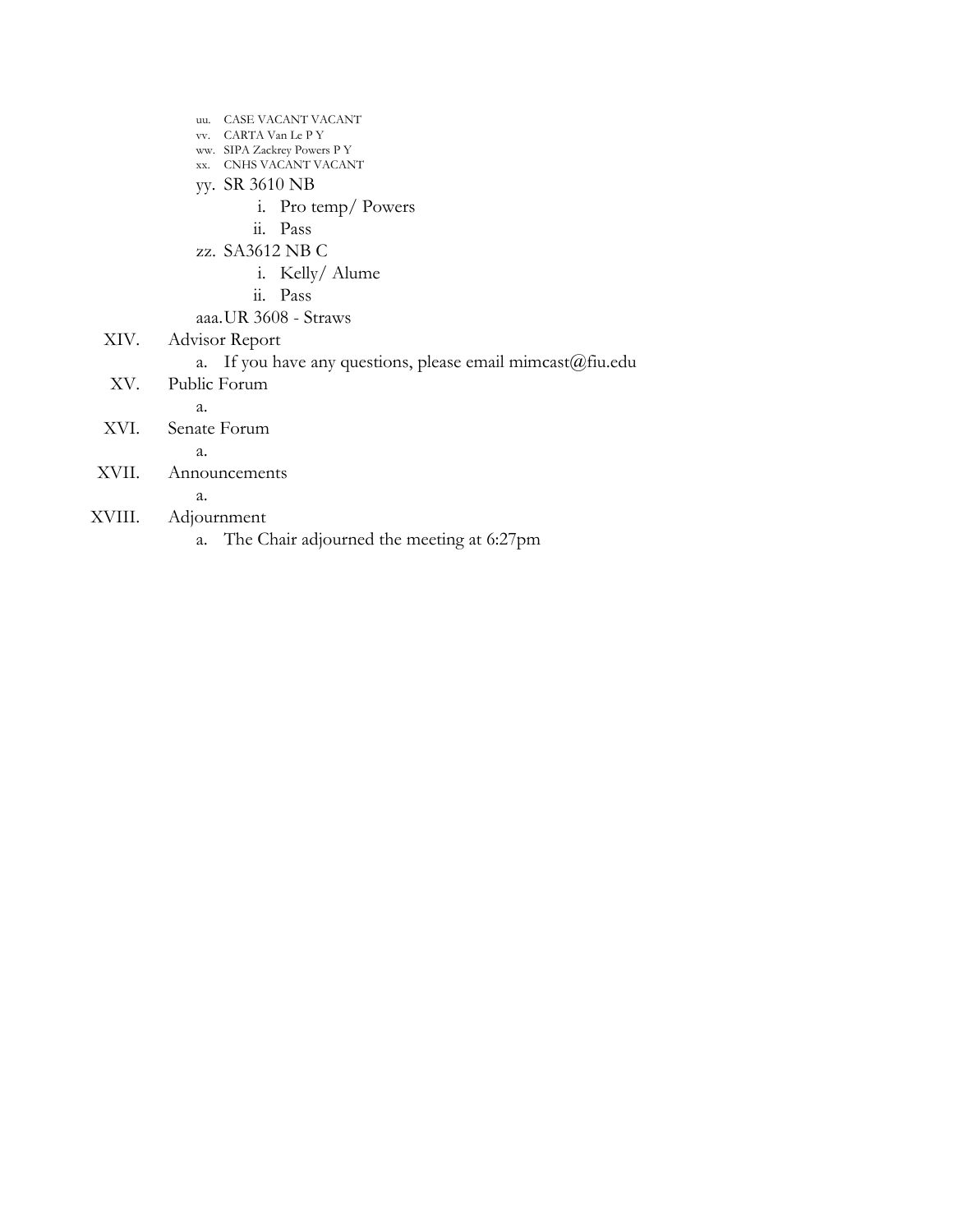uu. CASE VACANT VACANT
vv. CARTA Van Le P Y
ww. SIPA Zackrey Powers P Y
xx. CNHS VACANT VACANT
yy. SR 3610 NB
    i. Pro temp/ Powers
    ii. Pass
zz. SA3612 NB C
    i. Kelly/ Alume
    ii. Pass
aaa. UR 3608 - Straws

XIV. Advisor Report
    a. If you have any questions, please email mimcast@fiu.edu

XV. Public Forum
    a.

XVI. Senate Forum
    a.

XVII. Announcements
    a.

XVIII. Adjournment
    a. The Chair adjourned the meeting at 6:27pm